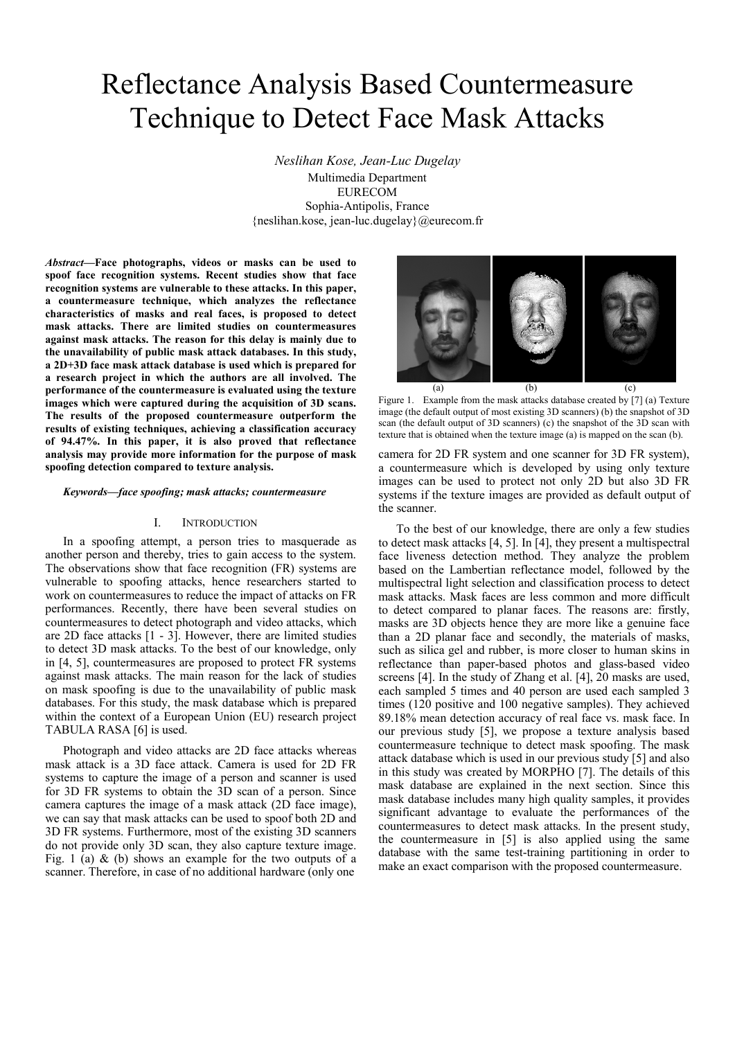# Reflectance Analysis Based Countermeasure Technique to Detect Face Mask Attacks

*Neslihan Kose, Jean-Luc Dugelay*
Multimedia Department
EURECOM
Sophia-Antipolis, France
{neslihan.kose, jean-luc.dugelay}@eurecom.fr

***Abstract*—Face photographs, videos or masks can be used to spoof face recognition systems. Recent studies show that face recognition systems are vulnerable to these attacks. In this paper, a countermeasure technique, which analyzes the reflectance characteristics of masks and real faces, is proposed to detect mask attacks. There are limited studies on countermeasures against mask attacks. The reason for this delay is mainly due to the unavailability of public mask attack databases. In this study, a 2D+3D face mask attack database is used which is prepared for a research project in which the authors are all involved. The performance of the countermeasure is evaluated using the texture images which were captured during the acquisition of 3D scans. The results of the proposed countermeasure outperform the results of existing techniques, achieving a classification accuracy of 94.47%. In this paper, it is also proved that reflectance analysis may provide more information for the purpose of mask spoofing detection compared to texture analysis.**

***Keywords—face spoofing; mask attacks; countermeasure***

## I. Introduction

In a spoofing attempt, a person tries to masquerade as another person and thereby, tries to gain access to the system. The observations show that face recognition (FR) systems are vulnerable to spoofing attacks, hence researchers started to work on countermeasures to reduce the impact of attacks on FR performances. Recently, there have been several studies on countermeasures to detect photograph and video attacks, which are 2D face attacks [1 - 3]. However, there are limited studies to detect 3D mask attacks. To the best of our knowledge, only in [4, 5], countermeasures are proposed to protect FR systems against mask attacks. The main reason for the lack of studies on mask spoofing is due to the unavailability of public mask databases. For this study, the mask database which is prepared within the context of a European Union (EU) research project TABULA RASA [6] is used.

Photograph and video attacks are 2D face attacks whereas mask attack is a 3D face attack. Camera is used for 2D FR systems to capture the image of a person and scanner is used for 3D FR systems to obtain the 3D scan of a person. Since camera captures the image of a mask attack (2D face image), we can say that mask attacks can be used to spoof both 2D and 3D FR systems. Furthermore, most of the existing 3D scanners do not provide only 3D scan, they also capture texture image. Fig. 1 (a) & (b) shows an example for the two outputs of a scanner. Therefore, in case of no additional hardware (only one camera for 2D FR system and one scanner for 3D FR system), a countermeasure which is developed by using only texture images can be used to protect not only 2D but also 3D FR systems if the texture images are provided as default output of the scanner.

Figure 1. Example from the mask attacks database created by [7] (a) Texture image (the default output of most existing 3D scanners) (b) the snapshot of 3D scan (the default output of 3D scanners) (c) the snapshot of the 3D scan with texture that is obtained when the texture image (a) is mapped on the scan (b).

To the best of our knowledge, there are only a few studies to detect mask attacks [4, 5]. In [4], they present a multispectral face liveness detection method. They analyze the problem based on the Lambertian reflectance model, followed by the multispectral light selection and classification process to detect mask attacks. Mask faces are less common and more difficult to detect compared to planar faces. The reasons are: firstly, masks are 3D objects hence they are more like a genuine face than a 2D planar face and secondly, the materials of masks, such as silica gel and rubber, is more closer to human skins in reflectance than paper-based photos and glass-based video screens [4]. In the study of Zhang et al. [4], 20 masks are used, each sampled 5 times and 40 person are used each sampled 3 times (120 positive and 100 negative samples). They achieved 89.18% mean detection accuracy of real face vs. mask face. In our previous study [5], we propose a texture analysis based countermeasure technique to detect mask spoofing. The mask attack database which is used in our previous study [5] and also in this study was created by MORPHO [7]. The details of this mask database are explained in the next section. Since this mask database includes many high quality samples, it provides significant advantage to evaluate the performances of the countermeasures to detect mask attacks. In the present study, the countermeasure in [5] is also applied using the same database with the same test-training partitioning in order to make an exact comparison with the proposed countermeasure.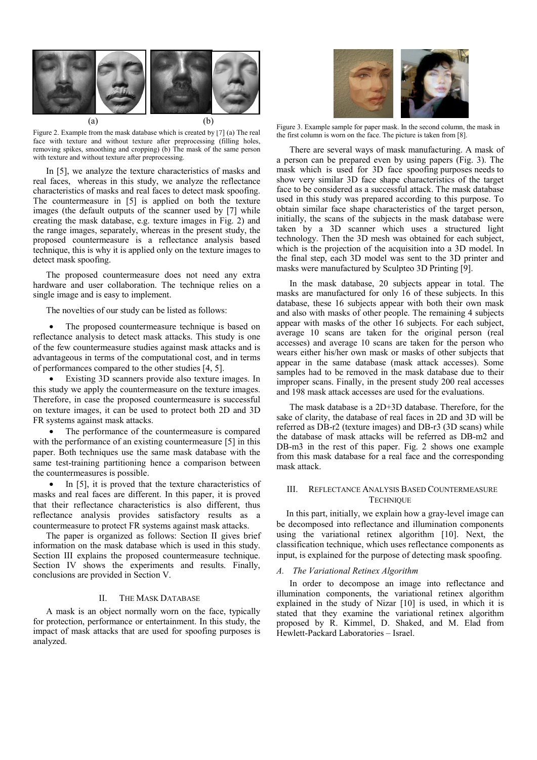(a) (b)

Figure 2. Example from the mask database which is created by [7] (a) The real face with texture and without texture after preprocessing (filling holes, removing spikes, smoothing and cropping) (b) The mask of the same person with texture and without texture after preprocessing.

In [5], we analyze the texture characteristics of masks and real faces, whereas in this study, we analyze the reflectance characteristics of masks and real faces to detect mask spoofing. The countermeasure in [5] is applied on both the texture images (the default outputs of the scanner used by [7] while creating the mask database, e.g. texture images in Fig. 2) and the range images, separately, whereas in the present study, the proposed countermeasure is a reflectance analysis based technique, this is why it is applied only on the texture images to detect mask spoofing.

The proposed countermeasure does not need any extra hardware and user collaboration. The technique relies on a single image and is easy to implement.

The novelties of our study can be listed as follows:

- The proposed countermeasure technique is based on reflectance analysis to detect mask attacks. This study is one of the few countermeasure studies against mask attacks and is advantageous in terms of the computational cost, and in terms of performances compared to the other studies [4, 5].
- Existing 3D scanners provide also texture images. In this study we apply the countermeasure on the texture images. Therefore, in case the proposed countermeasure is successful on texture images, it can be used to protect both 2D and 3D FR systems against mask attacks.
- The performance of the countermeasure is compared with the performance of an existing countermeasure [5] in this paper. Both techniques use the same mask database with the same test-training partitioning hence a comparison between the countermeasures is possible.
- In [5], it is proved that the texture characteristics of masks and real faces are different. In this paper, it is proved that their reflectance characteristics is also different, thus reflectance analysis provides satisfactory results as a countermeasure to protect FR systems against mask attacks.

The paper is organized as follows: Section II gives brief information on the mask database which is used in this study. Section III explains the proposed countermeasure technique. Section IV shows the experiments and results. Finally, conclusions are provided in Section V.

## II. The Mask Database

A mask is an object normally worn on the face, typically for protection, performance or entertainment. In this study, the impact of mask attacks that are used for spoofing purposes is analyzed.

Figure 3. Example sample for paper mask. In the second column, the mask in the first column is worn on the face. The picture is taken from [8].

There are several ways of mask manufacturing. A mask of a person can be prepared even by using papers (Fig. 3). The mask which is used for 3D face spoofing purposes needs to show very similar 3D face shape characteristics of the target face to be considered as a successful attack. The mask database used in this study was prepared according to this purpose. To obtain similar face shape characteristics of the target person, initially, the scans of the subjects in the mask database were taken by a 3D scanner which uses a structured light technology. Then the 3D mesh was obtained for each subject, which is the projection of the acquisition into a 3D model. In the final step, each 3D model was sent to the 3D printer and masks were manufactured by Sculpteo 3D Printing [9].

In the mask database, 20 subjects appear in total. The masks are manufactured for only 16 of these subjects. In this database, these 16 subjects appear with both their own mask and also with masks of other people. The remaining 4 subjects appear with masks of the other 16 subjects. For each subject, average 10 scans are taken for the original person (real accesses) and average 10 scans are taken for the person who wears either his/her own mask or masks of other subjects that appear in the same database (mask attack accesses). Some samples had to be removed in the mask database due to their improper scans. Finally, in the present study 200 real accesses and 198 mask attack accesses are used for the evaluations.

The mask database is a 2D+3D database. Therefore, for the sake of clarity, the database of real faces in 2D and 3D will be referred as DB-r2 (texture images) and DB-r3 (3D scans) while the database of mask attacks will be referred as DB-m2 and DB-m3 in the rest of this paper. Fig. 2 shows one example from this mask database for a real face and the corresponding mask attack.

## III. Reflectance Analysis Based Countermeasure Technique

In this part, initially, we explain how a gray-level image can be decomposed into reflectance and illumination components using the variational retinex algorithm [10]. Next, the classification technique, which uses reflectance components as input, is explained for the purpose of detecting mask spoofing.

### A. The Variational Retinex Algorithm

In order to decompose an image into reflectance and illumination components, the variational retinex algorithm explained in the study of Nizar [10] is used, in which it is stated that they examine the variational retinex algorithm proposed by R. Kimmel, D. Shaked, and M. Elad from Hewlett-Packard Laboratories – Israel.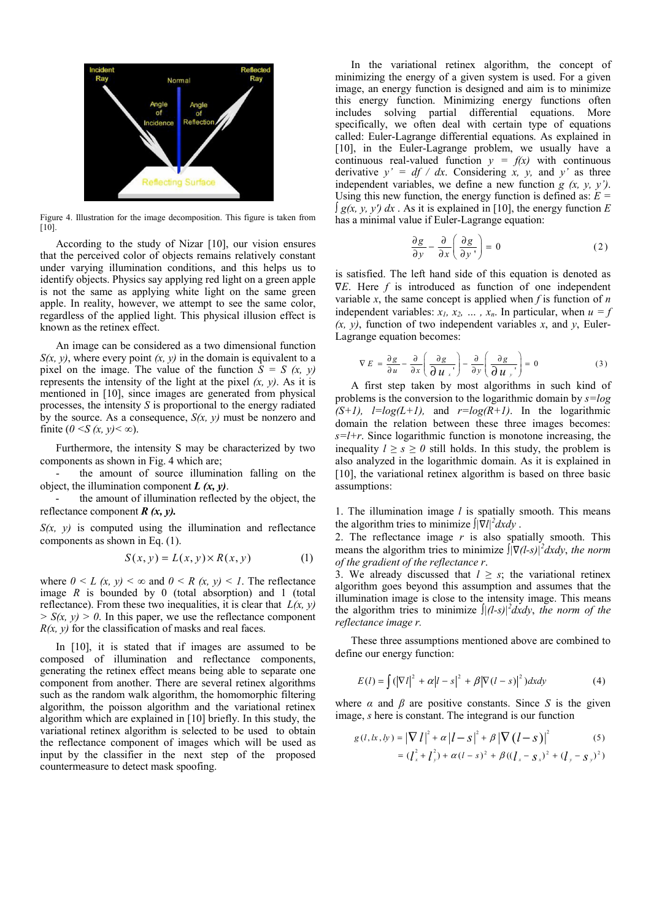Figure 4. Illustration for the image decomposition. This figure is taken from [10].

According to the study of Nizar [10], our vision ensures that the perceived color of objects remains relatively constant under varying illumination conditions, and this helps us to identify objects. Physics say applying red light on a green apple is not the same as applying white light on the same green apple. In reality, however, we attempt to see the same color, regardless of the applied light. This physical illusion effect is known as the retinex effect.

An image can be considered as a two dimensional function $S(x, y)$, where every point $(x, y)$ in the domain is equivalent to a pixel on the image. The value of the function $S = S(x, y)$ represents the intensity of the pixel $(x, y)$. As it is mentioned in [10], since images are generated from physical processes, the intensity $S$ is proportional to the energy radiated by the source. As a consequence, $S(x, y)$ must be nonzero and finite ($0 < S(x, y) < \infty$).

Furthermore, the intensity S may be characterized by two components as shown in Fig. 4 which are;

- the amount of source illumination falling on the object, the illumination component ***L (x, y)***.
- the amount of illumination reflected by the object, the reflectance component ***R (x, y).***

$S(x, y)$ is computed using the illumination and reflectance components as shown in Eq. (1).

$$S(x, y) = L(x, y) \times R(x, y) \quad (1)$$

where $0 < L(x, y) < \infty$ and $0 < R(x, y) < 1$. The reflectance image $R$ is bounded by 0 (total absorption) and 1 (total reflectance). From these two inequalities, it is clear that $L(x, y) > S(x, y) > 0$. In this paper, we use the reflectance component $R(x, y)$ for the classification of masks and real faces.

In [10], it is stated that if images are assumed to be composed of illumination and reflectance components, generating the retinex effect means being able to separate one component from another. There are several retinex algorithms such as the random walk algorithm, the homomorphic filtering algorithm, the poisson algorithm and the variational retinex algorithm which are explained in [10] briefly. In this study, the variational retinex algorithm is selected to be used to obtain the reflectance component of images which will be used as input by the classifier in the next step of the proposed countermeasure to detect mask spoofing.

In the variational retinex algorithm, the concept of minimizing the energy of a given system is used. For a given image, an energy function is designed and aim is to minimize this energy function. Minimizing energy functions often includes solving partial differential equations. More specifically, we often deal with certain type of equations called: Euler-Lagrange differential equations. As explained in [10], in the Euler-Lagrange problem, we usually have a continuous real-valued function $y = f(x)$ with continuous derivative $y' = df / dx$. Considering $x$, $y$, and $y'$ as three independent variables, we define a new function $g(x, y, y')$. Using this new function, the energy function is defined as: $E = \int g(x, y, y')\, dx$. As it is explained in [10], the energy function $E$ has a minimal value if Euler-Lagrange equation:

$$\frac{\partial g}{\partial y} - \frac{\partial}{\partial x}\left(\frac{\partial g}{\partial y'}\right) = 0 \quad (2)$$

is satisfied. The left hand side of this equation is denoted as $\nabla E$. Here $f$ is introduced as function of one independent variable $x$, the same concept is applied when $f$ is function of $n$ independent variables: $x_1, x_2, \ldots, x_n$. In particular, when $u = f(x, y)$, function of two independent variables $x$, and $y$, Euler-Lagrange equation becomes:

$$\nabla E = \frac{\partial g}{\partial u} - \frac{\partial}{\partial x}\left(\frac{\partial g}{\partial u_x'}\right) - \frac{\partial}{\partial y}\left(\frac{\partial g}{\partial u_y'}\right) = 0 \quad (3)$$

A first step taken by most algorithms in such kind of problems is the conversion to the logarithmic domain by $s=\log(S+1)$, $l=\log(L+1)$, and $r=\log(R+1)$. In the logarithmic domain the relation between these three images becomes: $s=l+r$. Since logarithmic function is monotone increasing, the inequality $l \geq s \geq 0$ still holds. In this study, the problem is also analyzed in the logarithmic domain. As it is explained in [10], the variational retinex algorithm is based on three basic assumptions:

1. The illumination image $l$ is spatially smooth. This means the algorithm tries to minimize $\int |\nabla l|^2 dxdy$.
2. The reflectance image $r$ is also spatially smooth. This means the algorithm tries to minimize $\int |\nabla(l-s)|^2 dxdy$, *the norm of the gradient of the reflectance r*.
3. We already discussed that $l \geq s$; the variational retinex algorithm goes beyond this assumption and assumes that the illumination image is close to the intensity image. This means the algorithm tries to minimize $\int |(l-s)|^2 dxdy$, *the norm of the reflectance image r.*

These three assumptions mentioned above are combined to define our energy function:

$$E(l) = \int \left(|\nabla l|^2 + \alpha |l - s|^2 + \beta |\nabla (l - s)|^2\right) dxdy \quad (4)$$

where $\alpha$ and $\beta$ are positive constants. Since $S$ is the given image, $s$ here is constant. The integrand is our function

$$\begin{aligned} g(l, lx, ly) &= |\nabla l|^2 + \alpha |l - s|^2 + \beta |\nabla (l - s)|^2 \\ &= (l_x^2 + l_y^2) + \alpha (l - s)^2 + \beta ((l_x - s_x)^2 + (l_y - s_y)^2) \end{aligned} \quad (5)$$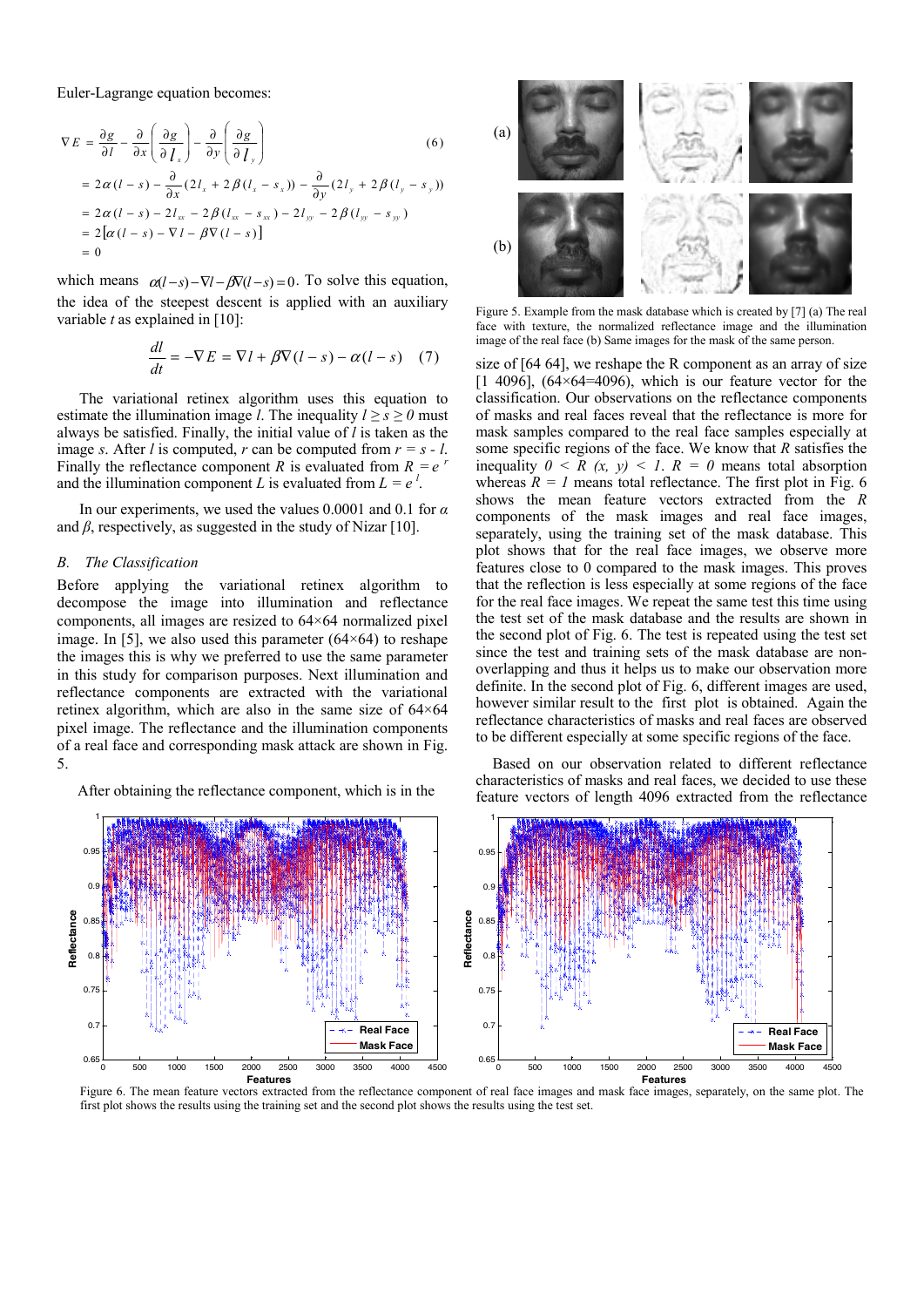Euler-Lagrange equation becomes:

$$
\begin{aligned}
\nabla E &= \frac{\partial g}{\partial l} - \frac{\partial}{\partial x}\left(\frac{\partial g}{\partial l_x}\right) - \frac{\partial}{\partial y}\left(\frac{\partial g}{\partial l_y}\right) \quad (6)\\
&= 2\alpha(l-s) - \frac{\partial}{\partial x}(2l_x + 2\beta(l_x - s_x)) - \frac{\partial}{\partial y}(2l_y + 2\beta(l_y - s_y))\\
&= 2\alpha(l-s) - 2l_{xx} - 2\beta(l_{xx} - s_{xx}) - 2l_{yy} - 2\beta(l_{yy} - s_{yy})\\
&= 2[\alpha(l-s) - \nabla l - \beta\nabla(l-s)]\\
&= 0
\end{aligned}
$$

which means $\alpha(l-s) - \nabla l - \beta\nabla(l-s) = 0$. To solve this equation, the idea of the steepest descent is applied with an auxiliary variable $t$ as explained in [10]:

$$
\frac{dl}{dt} = -\nabla E = \nabla l + \beta\nabla(l-s) - \alpha(l-s) \quad (7)
$$

The variational retinex algorithm uses this equation to estimate the illumination image $l$. The inequality $l \geq s \geq 0$ must always be satisfied. Finally, the initial value of $l$ is taken as the image $s$. After $l$ is computed, $r$ can be computed from $r = s - l$. Finally the reflectance component $R$ is evaluated from $R = e^{r}$ and the illumination component $L$ is evaluated from $L = e^{l}$.

In our experiments, we used the values 0.0001 and 0.1 for $\alpha$ and $\beta$, respectively, as suggested in the study of Nizar [10].

### *B. The Classification*

Before applying the variational retinex algorithm to decompose the image into illumination and reflectance components, all images are resized to 64×64 normalized pixel image. In [5], we also used this parameter (64×64) to reshape the images this is why we preferred to use the same parameter in this study for comparison purposes. Next illumination and reflectance components are extracted with the variational retinex algorithm, which are also in the same size of 64×64 pixel image. The reflectance and the illumination components of a real face and corresponding mask attack are shown in Fig. 5.

Figure 5. Example from the mask database which is created by [7] (a) The real face with texture, the normalized reflectance image and the illumination image of the real face (b) Same images for the mask of the same person.

After obtaining the reflectance component, which is in the size of [64 64], we reshape the R component as an array of size [1 4096], (64×64=4096), which is our feature vector for the classification. Our observations on the reflectance components of masks and real faces reveal that the reflectance is more for mask samples compared to the real face samples especially at some specific regions of the face. We know that $R$ satisfies the inequality $0 < R(x, y) < 1$. $R = 0$ means total absorption whereas $R = 1$ means total reflectance. The first plot in Fig. 6 shows the mean feature vectors extracted from the $R$ components of the mask images and real face images, separately, using the training set of the mask database. This plot shows that for the real face images, we observe more features close to 0 compared to the mask images. This proves that the reflection is less especially at some regions of the face for the real face images. We repeat the same test this time using the test set of the mask database and the results are shown in the second plot of Fig. 6. The test is repeated using the test set since the test and training sets of the mask database are non-overlapping and thus it helps us to make our observation more definite. In the second plot of Fig. 6, different images are used, however similar result to the first plot is obtained. Again the reflectance characteristics of masks and real faces are observed to be different especially at some specific regions of the face.

Based on our observation related to different reflectance characteristics of masks and real faces, we decided to use these feature vectors of length 4096 extracted from the reflectance

Figure 6. The mean feature vectors extracted from the reflectance component of real face images and mask face images, separately, on the same plot. The first plot shows the results using the training set and the second plot shows the results using the test set.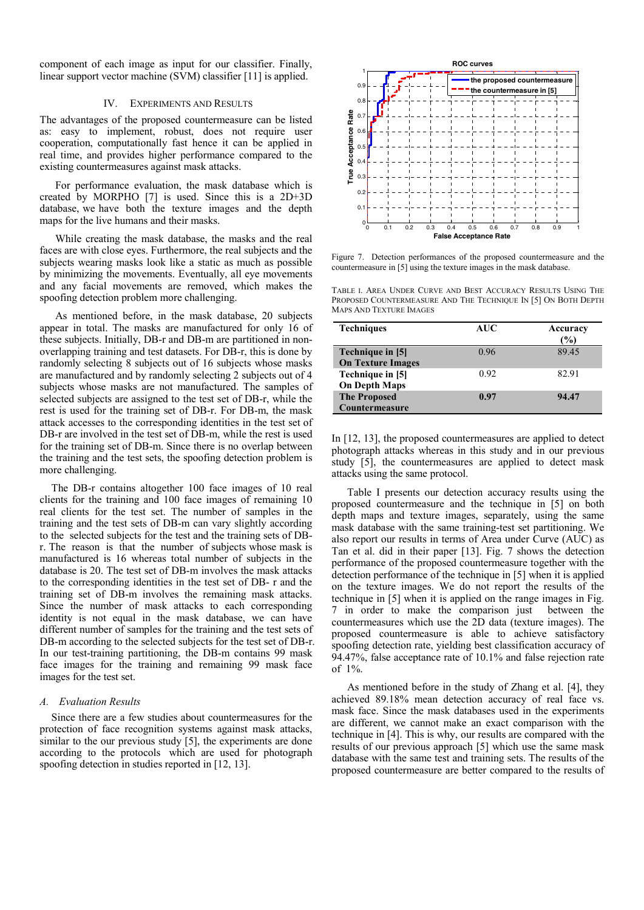component of each image as input for our classifier. Finally, linear support vector machine (SVM) classifier [11] is applied.

## IV. Experiments and Results

The advantages of the proposed countermeasure can be listed as: easy to implement, robust, does not require user cooperation, computationally fast hence it can be applied in real time, and provides higher performance compared to the existing countermeasures against mask attacks.

For performance evaluation, the mask database which is created by MORPHO [7] is used. Since this is a 2D+3D database, we have both the texture images and the depth maps for the live humans and their masks.

While creating the mask database, the masks and the real faces are with close eyes. Furthermore, the real subjects and the subjects wearing masks look like a static as much as possible by minimizing the movements. Eventually, all eye movements and any facial movements are removed, which makes the spoofing detection problem more challenging.

As mentioned before, in the mask database, 20 subjects appear in total. The masks are manufactured for only 16 of these subjects. Initially, DB-r and DB-m are partitioned in non-overlapping training and test datasets. For DB-r, this is done by randomly selecting 8 subjects out of 16 subjects whose masks are manufactured and by randomly selecting 2 subjects out of 4 subjects whose masks are not manufactured. The samples of selected subjects are assigned to the test set of DB-r, while the rest is used for the training set of DB-r. For DB-m, the mask attack accesses to the corresponding identities in the test set of DB-r are involved in the test set of DB-m, while the rest is used for the training set of DB-m. Since there is no overlap between the training and the test sets, the spoofing detection problem is more challenging.

The DB-r contains altogether 100 face images of 10 real clients for the training and 100 face images of remaining 10 real clients for the test set. The number of samples in the training and the test sets of DB-m can vary slightly according to the selected subjects for the test and the training sets of DB-r. The reason is that the number of subjects whose mask is manufactured is 16 whereas total number of subjects in the database is 20. The test set of DB-m involves the mask attacks to the corresponding identities in the test set of DB- r and the training set of DB-m involves the remaining mask attacks. Since the number of mask attacks to each corresponding identity is not equal in the mask database, we can have different number of samples for the training and the test sets of DB-m according to the selected subjects for the test set of DB-r. In our test-training partitioning, the DB-m contains 99 mask face images for the training and remaining 99 mask face images for the test set.

### A. Evaluation Results

Since there are a few studies about countermeasures for the protection of face recognition systems against mask attacks, similar to the our previous study [5], the experiments are done according to the protocols which are used for photograph spoofing detection in studies reported in [12, 13].

Figure 7. Detection performances of the proposed countermeasure and the countermeasure in [5] using the texture images in the mask database.

Table I. Area Under Curve and Best Accuracy Results Using The Proposed Countermeasure And The Technique In [5] On Both Depth Maps And Texture Images

| Techniques | AUC | Accuracy (%) |
|---|---|---|
| **Technique in [5] On Texture Images** | 0.96 | 89.45 |
| **Technique in [5] On Depth Maps** | 0.92 | 82.91 |
| **The Proposed Countermeasure** | **0.97** | **94.47** |

In [12, 13], the proposed countermeasures are applied to detect photograph attacks whereas in this study and in our previous study [5], the countermeasures are applied to detect mask attacks using the same protocol.

Table I presents our detection accuracy results using the proposed countermeasure and the technique in [5] on both depth maps and texture images, separately, using the same mask database with the same training-test set partitioning. We also report our results in terms of Area under Curve (AUC) as Tan et al. did in their paper [13]. Fig. 7 shows the detection performance of the proposed countermeasure together with the detection performance of the technique in [5] when it is applied on the texture images. We do not report the results of the technique in [5] when it is applied on the range images in Fig. 7 in order to make the comparison just between the countermeasures which use the 2D data (texture images). The proposed countermeasure is able to achieve satisfactory spoofing detection rate, yielding best classification accuracy of 94.47%, false acceptance rate of 10.1% and false rejection rate of 1%.

As mentioned before in the study of Zhang et al. [4], they achieved 89.18% mean detection accuracy of real face vs. mask face. Since the mask databases used in the experiments are different, we cannot make an exact comparison with the technique in [4]. This is why, our results are compared with the results of our previous approach [5] which use the same mask database with the same test and training sets. The results of the proposed countermeasure are better compared to the results of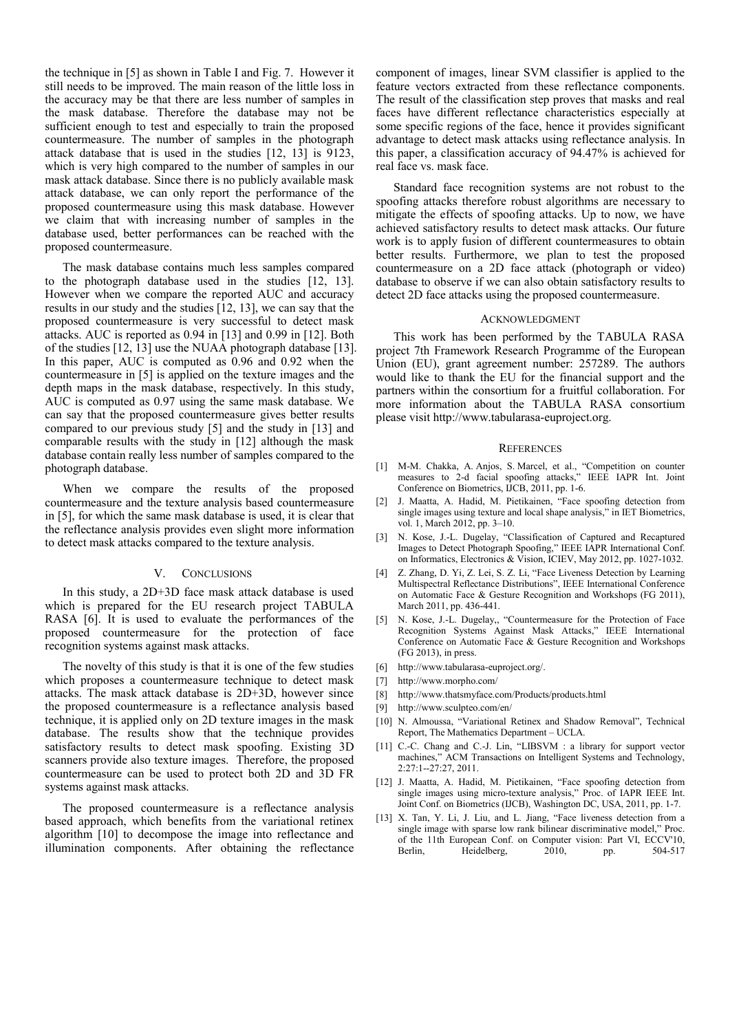the technique in [5] as shown in Table I and Fig. 7. However it still needs to be improved. The main reason of the little loss in the accuracy may be that there are less number of samples in the mask database. Therefore the database may not be sufficient enough to test and especially to train the proposed countermeasure. The number of samples in the photograph attack database that is used in the studies [12, 13] is 9123, which is very high compared to the number of samples in our mask attack database. Since there is no publicly available mask attack database, we can only report the performance of the proposed countermeasure using this mask database. However we claim that with increasing number of samples in the database used, better performances can be reached with the proposed countermeasure.

The mask database contains much less samples compared to the photograph database used in the studies [12, 13]. However when we compare the reported AUC and accuracy results in our study and the studies [12, 13], we can say that the proposed countermeasure is very successful to detect mask attacks. AUC is reported as 0.94 in [13] and 0.99 in [12]. Both of the studies [12, 13] use the NUAA photograph database [13]. In this paper, AUC is computed as 0.96 and 0.92 when the countermeasure in [5] is applied on the texture images and the depth maps in the mask database, respectively. In this study, AUC is computed as 0.97 using the same mask database. We can say that the proposed countermeasure gives better results compared to our previous study [5] and the study in [13] and comparable results with the study in [12] although the mask database contain really less number of samples compared to the photograph database.

When we compare the results of the proposed countermeasure and the texture analysis based countermeasure in [5], for which the same mask database is used, it is clear that the reflectance analysis provides even slight more information to detect mask attacks compared to the texture analysis.

## V. Conclusions

In this study, a 2D+3D face mask attack database is used which is prepared for the EU research project TABULA RASA [6]. It is used to evaluate the performances of the proposed countermeasure for the protection of face recognition systems against mask attacks.

The novelty of this study is that it is one of the few studies which proposes a countermeasure technique to detect mask attacks. The mask attack database is 2D+3D, however since the proposed countermeasure is a reflectance analysis based technique, it is applied only on 2D texture images in the mask database. The results show that the technique provides satisfactory results to detect mask spoofing. Existing 3D scanners provide also texture images. Therefore, the proposed countermeasure can be used to protect both 2D and 3D FR systems against mask attacks.

The proposed countermeasure is a reflectance analysis based approach, which benefits from the variational retinex algorithm [10] to decompose the image into reflectance and illumination components. After obtaining the reflectance component of images, linear SVM classifier is applied to the feature vectors extracted from these reflectance components. The result of the classification step proves that masks and real faces have different reflectance characteristics especially at some specific regions of the face, hence it provides significant advantage to detect mask attacks using reflectance analysis. In this paper, a classification accuracy of 94.47% is achieved for real face vs. mask face.

Standard face recognition systems are not robust to the spoofing attacks therefore robust algorithms are necessary to mitigate the effects of spoofing attacks. Up to now, we have achieved satisfactory results to detect mask attacks. Our future work is to apply fusion of different countermeasures to obtain better results. Furthermore, we plan to test the proposed countermeasure on a 2D face attack (photograph or video) database to observe if we can also obtain satisfactory results to detect 2D face attacks using the proposed countermeasure.

## Acknowledgment

This work has been performed by the TABULA RASA project 7th Framework Research Programme of the European Union (EU), grant agreement number: 257289. The authors would like to thank the EU for the financial support and the partners within the consortium for a fruitful collaboration. For more information about the TABULA RASA consortium please visit http://www.tabularasa-euproject.org.

## References

[1] M-M. Chakka, A. Anjos, S. Marcel, et al., "Competition on counter measures to 2-d facial spoofing attacks," IEEE IAPR Int. Joint Conference on Biometrics, IJCB, 2011, pp. 1-6.

[2] J. Maatta, A. Hadid, M. Pietikainen, "Face spoofing detection from single images using texture and local shape analysis," in IET Biometrics, vol. 1, March 2012, pp. 3–10.

[3] N. Kose, J.-L. Dugelay, "Classification of Captured and Recaptured Images to Detect Photograph Spoofing," IEEE IAPR International Conf. on Informatics, Electronics & Vision, ICIEV, May 2012, pp. 1027-1032.

[4] Z. Zhang, D. Yi, Z. Lei, S. Z. Li, "Face Liveness Detection by Learning Multispectral Reflectance Distributions", IEEE International Conference on Automatic Face & Gesture Recognition and Workshops (FG 2011), March 2011, pp. 436-441.

[5] N. Kose, J.-L. Dugelay,, "Countermeasure for the Protection of Face Recognition Systems Against Mask Attacks," IEEE International Conference on Automatic Face & Gesture Recognition and Workshops (FG 2013), in press.

[6] http://www.tabularasa-euproject.org/.

[7] http://www.morpho.com/

[8] http://www.thatsmyface.com/Products/products.html

[9] http://www.sculpteo.com/en/

[10] N. Almoussa, "Variational Retinex and Shadow Removal", Technical Report, The Mathematics Department – UCLA.

[11] C.-C. Chang and C.-J. Lin, "LIBSVM : a library for support vector machines," ACM Transactions on Intelligent Systems and Technology, 2:27:1--27:27, 2011.

[12] J. Maatta, A. Hadid, M. Pietikainen, "Face spoofing detection from single images using micro-texture analysis," Proc. of IAPR IEEE Int. Joint Conf. on Biometrics (IJCB), Washington DC, USA, 2011, pp. 1-7.

[13] X. Tan, Y. Li, J. Liu, and L. Jiang, "Face liveness detection from a single image with sparse low rank bilinear discriminative model," Proc. of the 11th European Conf. on Computer vision: Part VI, ECCV'10, Berlin, Heidelberg, 2010, pp. 504-517